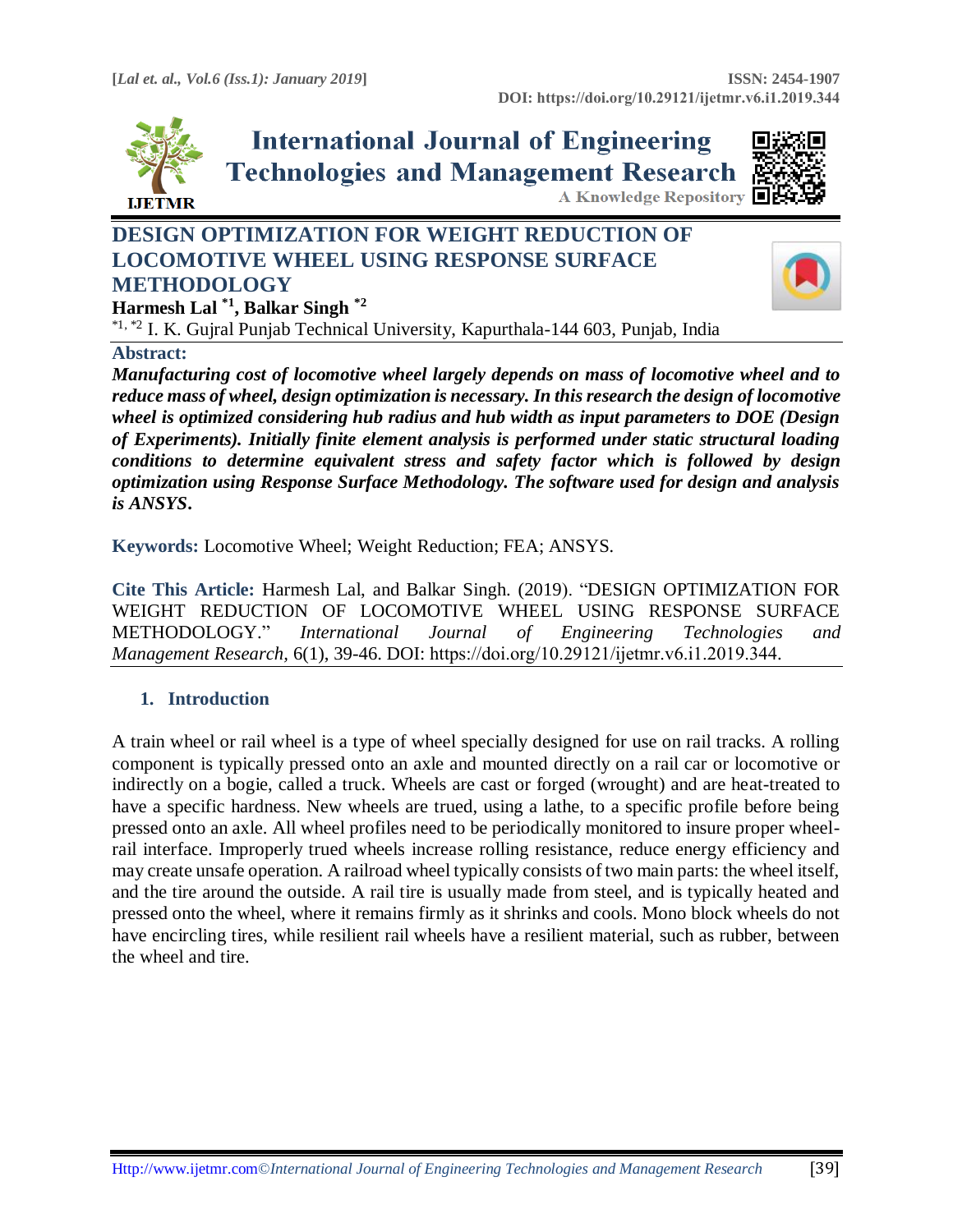# DESIGN OPTIMIZATION FOR WEIGHT REDUCTION OF LOCOMOTIVE WHEEL USING RESPONSE SURFACE METHODOLOGY

**Harmesh Lal [*1], Balkar Singh [*2]**

[*1, *2] I. K. Gujral Punjab Technical University, Kapurthala-144 603, Punjab, India

**Abstract:**

***Manufacturing cost of locomotive wheel largely depends on mass of locomotive wheel and to reduce mass of wheel, design optimization is necessary. In this research the design of locomotive wheel is optimized considering hub radius and hub width as input parameters to DOE (Design of Experiments). Initially finite element analysis is performed under static structural loading conditions to determine equivalent stress and safety factor which is followed by design optimization using Response Surface Methodology. The software used for design and analysis is ANSYS.***

**Keywords:** Locomotive Wheel; Weight Reduction; FEA; ANSYS.

**Cite This Article:** Harmesh Lal, and Balkar Singh. (2019). "DESIGN OPTIMIZATION FOR WEIGHT REDUCTION OF LOCOMOTIVE WHEEL USING RESPONSE SURFACE METHODOLOGY." *International Journal of Engineering Technologies and Management Research,* 6(1), 39-46. DOI: https://doi.org/10.29121/ijetmr.v6.i1.2019.344.

## 1. Introduction

A train wheel or rail wheel is a type of wheel specially designed for use on rail tracks. A rolling component is typically pressed onto an axle and mounted directly on a rail car or locomotive or indirectly on a bogie, called a truck. Wheels are cast or forged (wrought) and are heat-treated to have a specific hardness. New wheels are trued, using a lathe, to a specific profile before being pressed onto an axle. All wheel profiles need to be periodically monitored to insure proper wheel-rail interface. Improperly trued wheels increase rolling resistance, reduce energy efficiency and may create unsafe operation. A railroad wheel typically consists of two main parts: the wheel itself, and the tire around the outside. A rail tire is usually made from steel, and is typically heated and pressed onto the wheel, where it remains firmly as it shrinks and cools. Mono block wheels do not have encircling tires, while resilient rail wheels have a resilient material, such as rubber, between the wheel and tire.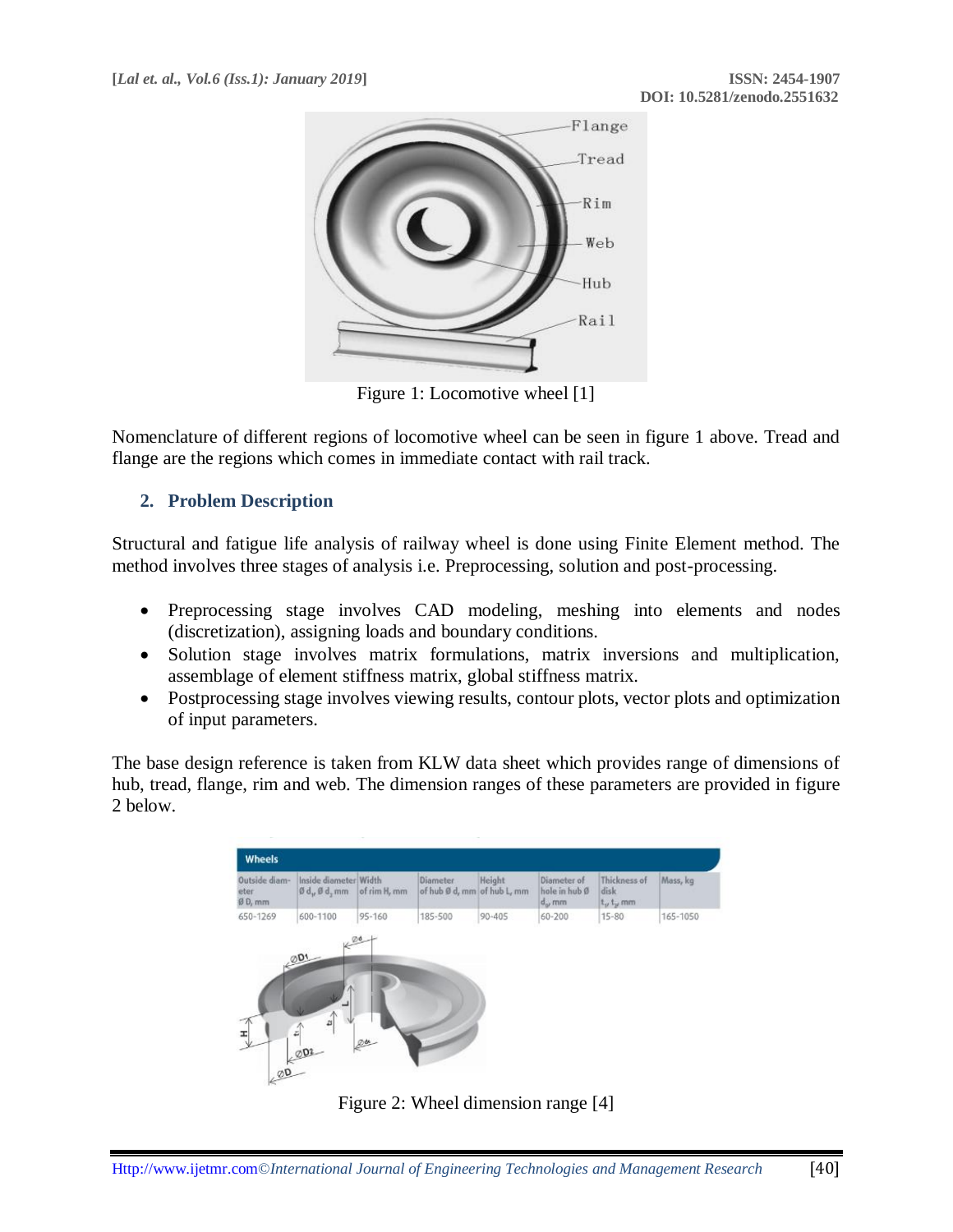Figure 1: Locomotive wheel [1]

Nomenclature of different regions of locomotive wheel can be seen in figure 1 above. Tread and flange are the regions which comes in immediate contact with rail track.

## 2. Problem Description

Structural and fatigue life analysis of railway wheel is done using Finite Element method. The method involves three stages of analysis i.e. Preprocessing, solution and post-processing.

- Preprocessing stage involves CAD modeling, meshing into elements and nodes (discretization), assigning loads and boundary conditions.
- Solution stage involves matrix formulations, matrix inversions and multiplication, assemblage of element stiffness matrix, global stiffness matrix.
- Postprocessing stage involves viewing results, contour plots, vector plots and optimization of input parameters.

The base design reference is taken from KLW data sheet which provides range of dimensions of hub, tread, flange, rim and web. The dimension ranges of these parameters are provided in figure 2 below.

| Outside diameter Ø D, mm | Inside diameter Ø $d_1$, Ø $d_2$ mm | Width of rim H, mm | Diameter of hub Ø d, mm | Height of hub L, mm | Diameter of hole in hub Ø $d_h$, mm | Thickness of disk $t_1$, $t_2$, mm | Mass, kg |
|---|---|---|---|---|---|---|---|
| 650-1269 | 600-1100 | 95-160 | 185-500 | 90-405 | 60-200 | 15-80 | 165-1050 |

Figure 2: Wheel dimension range [4]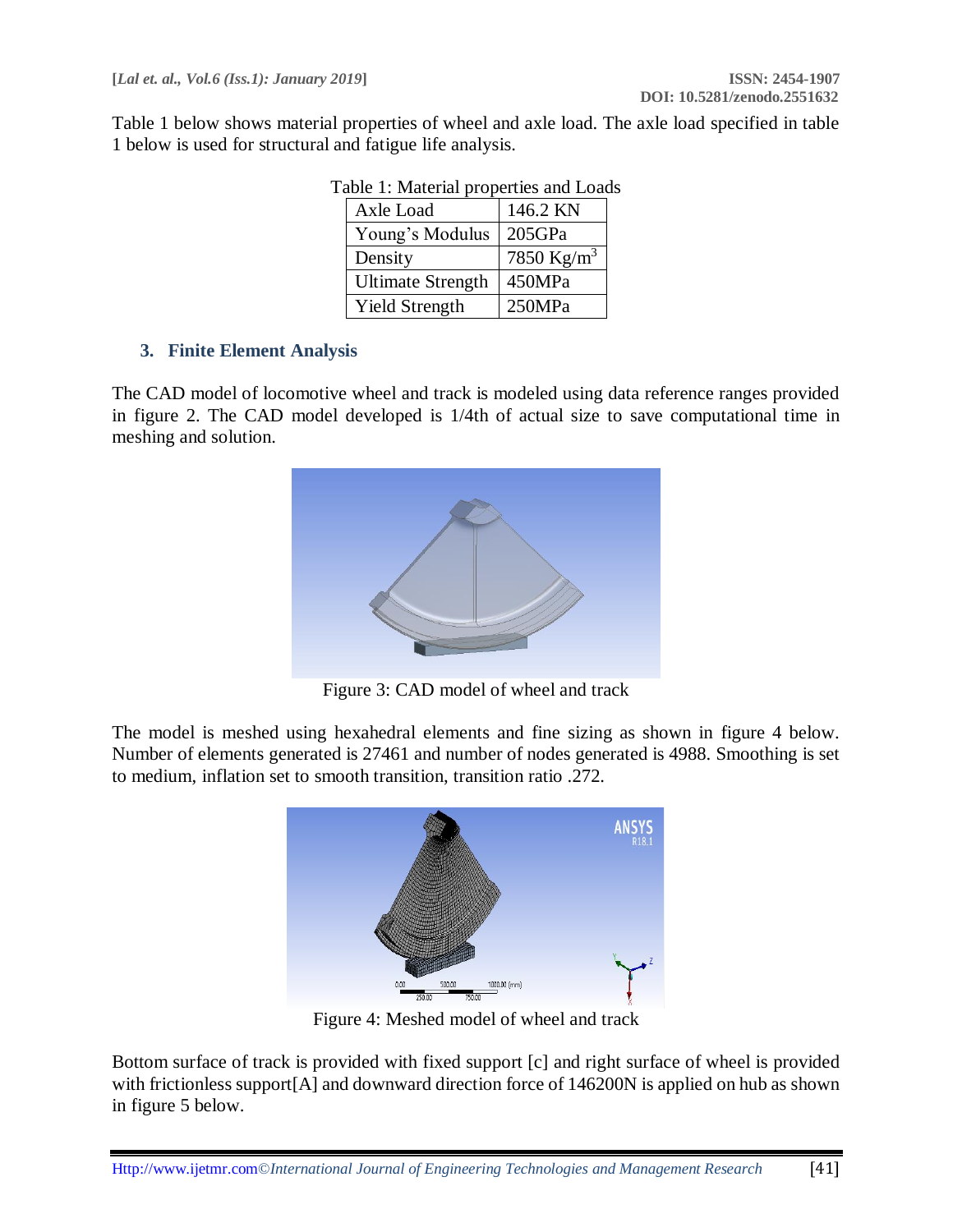Table 1 below shows material properties of wheel and axle load. The axle load specified in table 1 below is used for structural and fatigue life analysis.

Table 1: Material properties and Loads

| Axle Load | 146.2 KN |
| --- | --- |
| Young's Modulus | 205GPa |
| Density | 7850 Kg/m$^3$ |
| Ultimate Strength | 450MPa |
| Yield Strength | 250MPa |

## 3. Finite Element Analysis

The CAD model of locomotive wheel and track is modeled using data reference ranges provided in figure 2. The CAD model developed is 1/4th of actual size to save computational time in meshing and solution.

Figure 3: CAD model of wheel and track

The model is meshed using hexahedral elements and fine sizing as shown in figure 4 below. Number of elements generated is 27461 and number of nodes generated is 4988. Smoothing is set to medium, inflation set to smooth transition, transition ratio .272.

Figure 4: Meshed model of wheel and track

Bottom surface of track is provided with fixed support [c] and right surface of wheel is provided with frictionless support[A] and downward direction force of 146200N is applied on hub as shown in figure 5 below.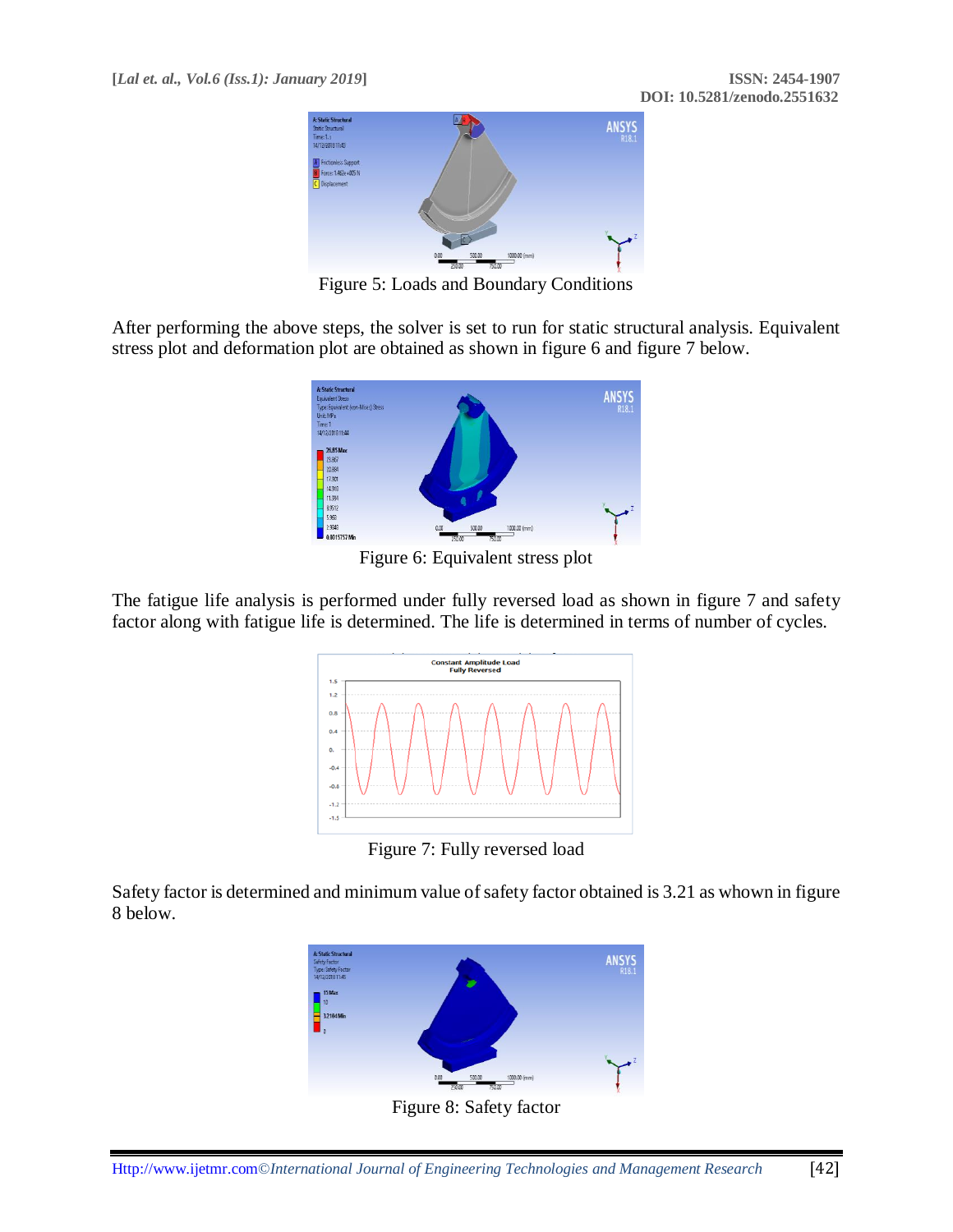Figure 5: Loads and Boundary Conditions

After performing the above steps, the solver is set to run for static structural analysis. Equivalent stress plot and deformation plot are obtained as shown in figure 6 and figure 7 below.

Figure 6: Equivalent stress plot

The fatigue life analysis is performed under fully reversed load as shown in figure 7 and safety factor along with fatigue life is determined. The life is determined in terms of number of cycles.

Figure 7: Fully reversed load

Safety factor is determined and minimum value of safety factor obtained is 3.21 as whown in figure 8 below.

Figure 8: Safety factor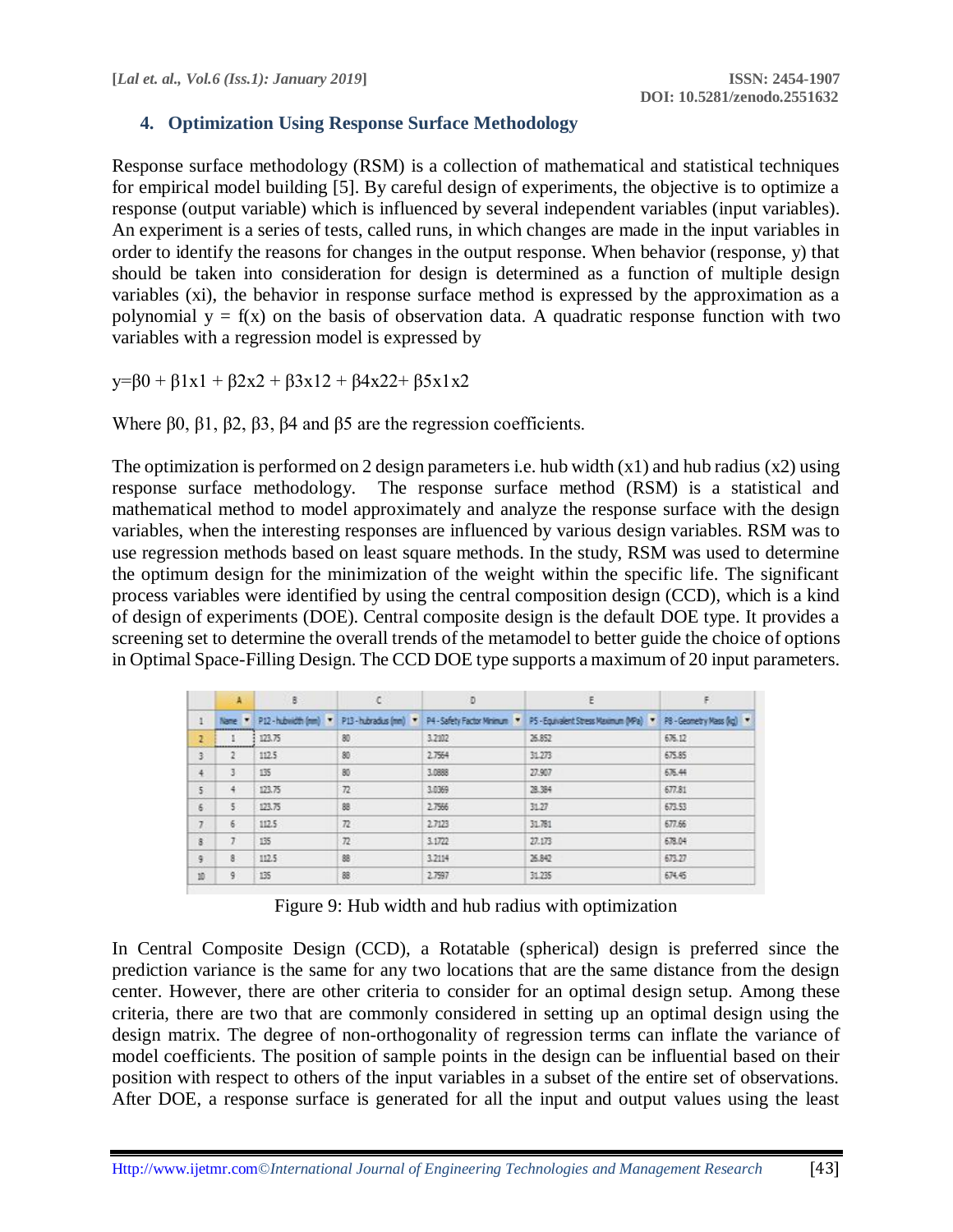## 4. Optimization Using Response Surface Methodology

Response surface methodology (RSM) is a collection of mathematical and statistical techniques for empirical model building [5]. By careful design of experiments, the objective is to optimize a response (output variable) which is influenced by several independent variables (input variables). An experiment is a series of tests, called runs, in which changes are made in the input variables in order to identify the reasons for changes in the output response. When behavior (response, y) that should be taken into consideration for design is determined as a function of multiple design variables ($x_i$), the behavior in response surface method is expressed by the approximation as a polynomial $y = f(x)$ on the basis of observation data. A quadratic response function with two variables with a regression model is expressed by

$$y=\beta_0 + \beta_1 x_1 + \beta_2 x_2 + \beta_3 x_1^2 + \beta_4 x_2^2 + \beta_5 x_1 x_2$$

Where $\beta_0$, $\beta_1$, $\beta_2$, $\beta_3$, $\beta_4$ and $\beta_5$ are the regression coefficients.

The optimization is performed on 2 design parameters i.e. hub width ($x_1$) and hub radius ($x_2$) using response surface methodology. The response surface method (RSM) is a statistical and mathematical method to model approximately and analyze the response surface with the design variables, when the interesting responses are influenced by various design variables. RSM was to use regression methods based on least square methods. In the study, RSM was used to determine the optimum design for the minimization of the weight within the specific life. The significant process variables were identified by using the central composition design (CCD), which is a kind of design of experiments (DOE). Central composite design is the default DOE type. It provides a screening set to determine the overall trends of the metamodel to better guide the choice of options in Optimal Space-Filling Design. The CCD DOE type supports a maximum of 20 input parameters.

| | A | B | C | D | E | F |
|---|---|---|---|---|---|---|
| 1 | Name | P12 - hubwidth (mm) | P13 - hubradius (mm) | P4 - Safety Factor Minimum | P5 - Equivalent Stress Maximum (MPa) | P8 - Geometry Mass (kg) |
| 2 | 1 | 123.75 | 80 | 3.2102 | 26.852 | 676.12 |
| 3 | 2 | 112.5 | 80 | 2.7564 | 31.273 | 675.85 |
| 4 | 3 | 135 | 80 | 3.0888 | 27.907 | 676.44 |
| 5 | 4 | 123.75 | 72 | 3.0369 | 28.384 | 677.81 |
| 6 | 5 | 123.75 | 88 | 2.7566 | 31.27 | 673.53 |
| 7 | 6 | 112.5 | 72 | 2.7123 | 31.781 | 677.66 |
| 8 | 7 | 135 | 72 | 3.1722 | 27.173 | 678.04 |
| 9 | 8 | 112.5 | 88 | 3.2114 | 26.842 | 673.27 |
| 10 | 9 | 135 | 88 | 2.7597 | 31.235 | 674.45 |

Figure 9: Hub width and hub radius with optimization

In Central Composite Design (CCD), a Rotatable (spherical) design is preferred since the prediction variance is the same for any two locations that are the same distance from the design center. However, there are other criteria to consider for an optimal design setup. Among these criteria, there are two that are commonly considered in setting up an optimal design using the design matrix. The degree of non-orthogonality of regression terms can inflate the variance of model coefficients. The position of sample points in the design can be influential based on their position with respect to others of the input variables in a subset of the entire set of observations. After DOE, a response surface is generated for all the input and output values using the least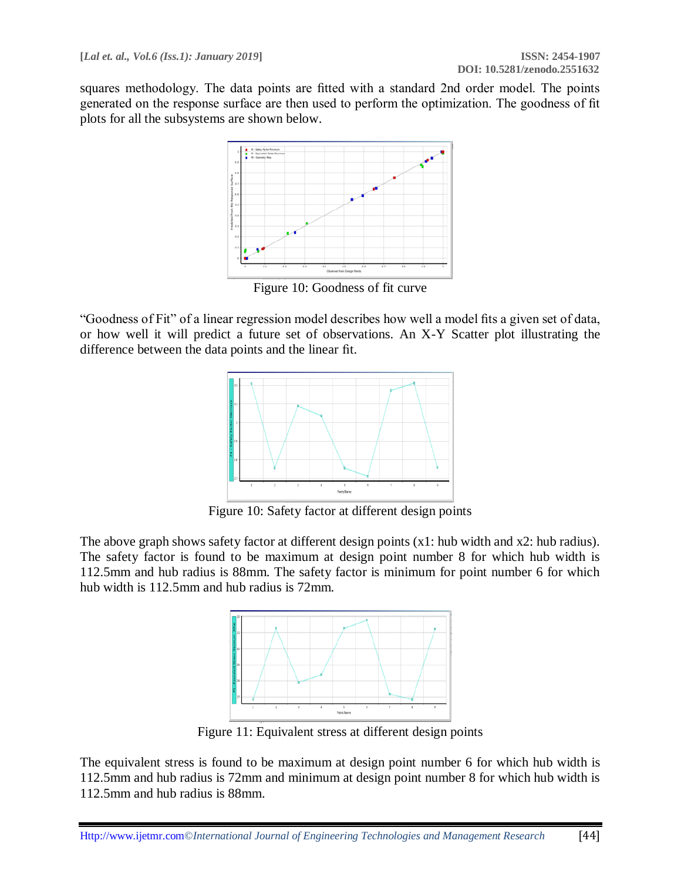squares methodology. The data points are fitted with a standard 2nd order model. The points generated on the response surface are then used to perform the optimization. The goodness of fit plots for all the subsystems are shown below.

Figure 10: Goodness of fit curve

"Goodness of Fit" of a linear regression model describes how well a model fits a given set of data, or how well it will predict a future set of observations. An X-Y Scatter plot illustrating the difference between the data points and the linear fit.

Figure 10: Safety factor at different design points

The above graph shows safety factor at different design points (x1: hub width and x2: hub radius). The safety factor is found to be maximum at design point number 8 for which hub width is 112.5mm and hub radius is 88mm. The safety factor is minimum for point number 6 for which hub width is 112.5mm and hub radius is 72mm.

Figure 11: Equivalent stress at different design points

The equivalent stress is found to be maximum at design point number 6 for which hub width is 112.5mm and hub radius is 72mm and minimum at design point number 8 for which hub width is 112.5mm and hub radius is 88mm.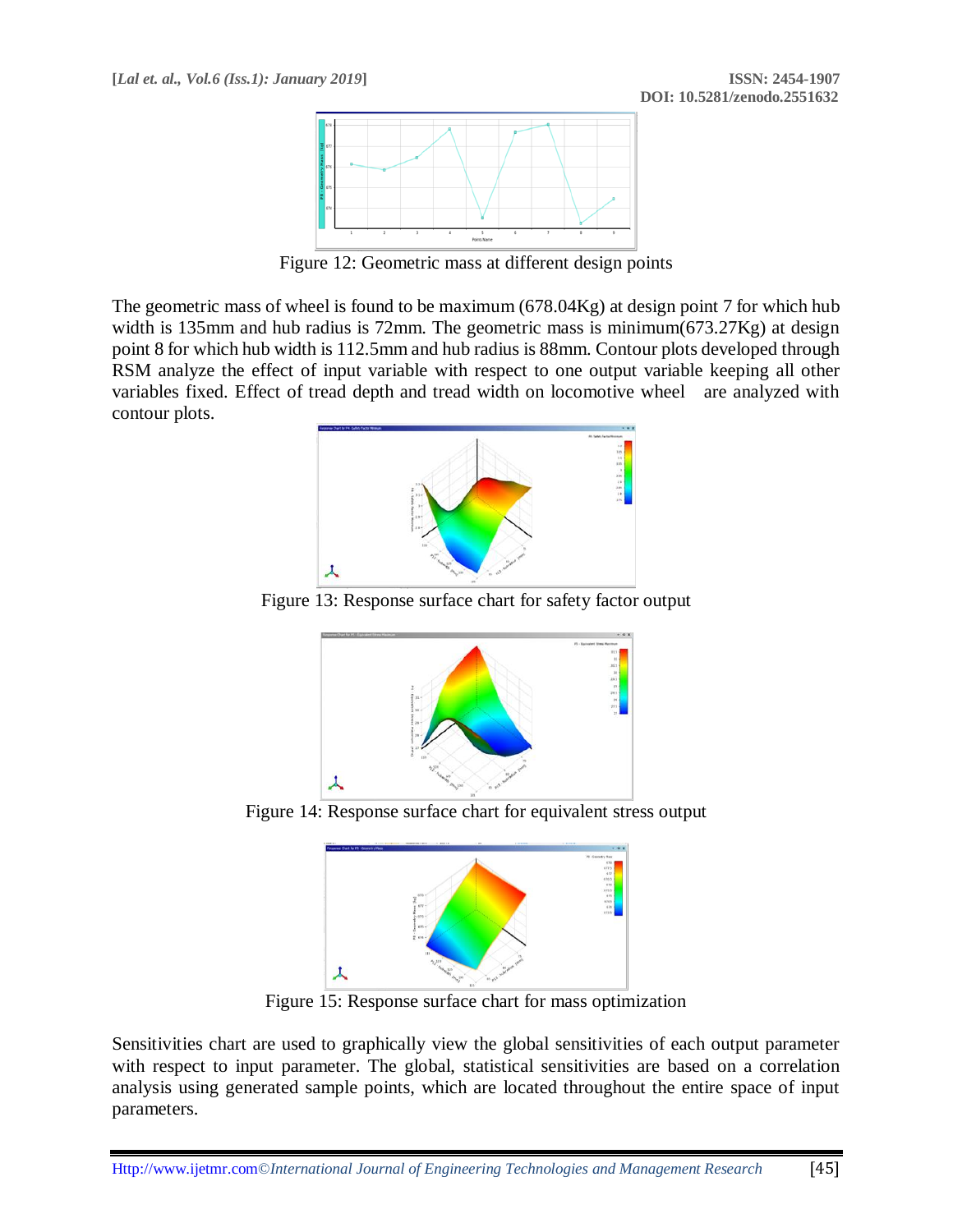Figure 12: Geometric mass at different design points

The geometric mass of wheel is found to be maximum (678.04Kg) at design point 7 for which hub width is 135mm and hub radius is 72mm. The geometric mass is minimum(673.27Kg) at design point 8 for which hub width is 112.5mm and hub radius is 88mm. Contour plots developed through RSM analyze the effect of input variable with respect to one output variable keeping all other variables fixed. Effect of tread depth and tread width on locomotive wheel are analyzed with contour plots.

Figure 13: Response surface chart for safety factor output

Figure 14: Response surface chart for equivalent stress output

Figure 15: Response surface chart for mass optimization

Sensitivities chart are used to graphically view the global sensitivities of each output parameter with respect to input parameter. The global, statistical sensitivities are based on a correlation analysis using generated sample points, which are located throughout the entire space of input parameters.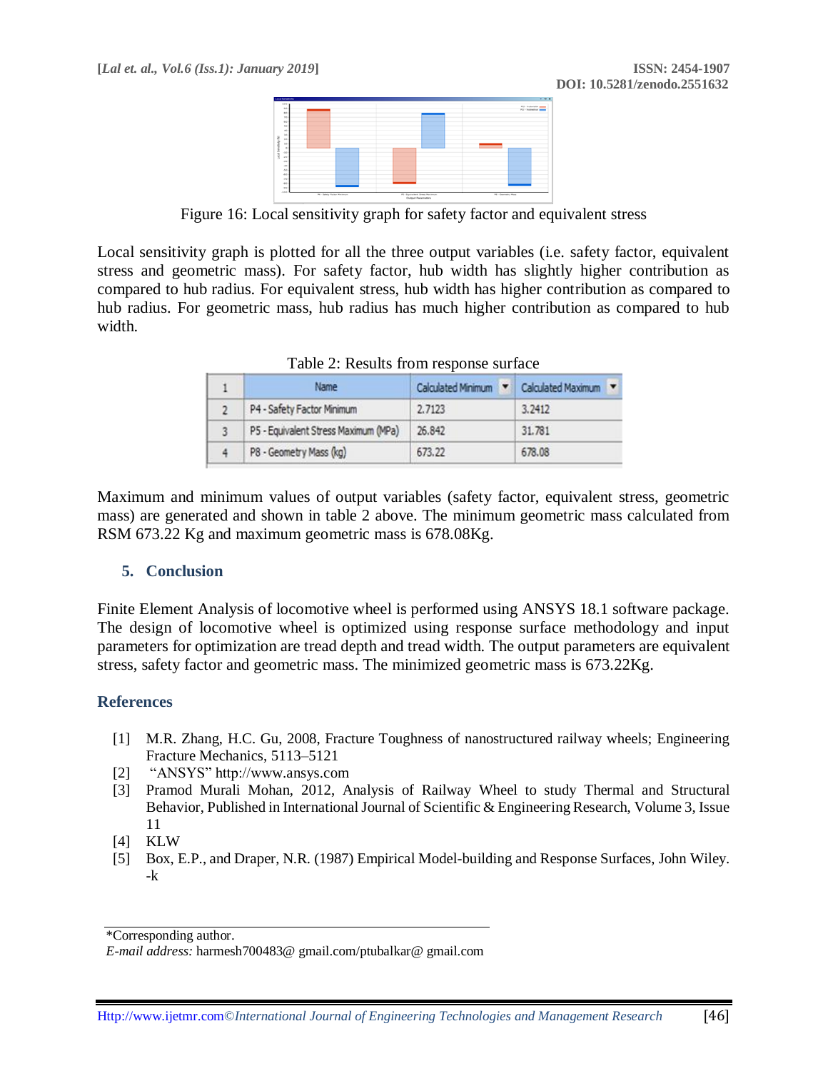Figure 16: Local sensitivity graph for safety factor and equivalent stress

Local sensitivity graph is plotted for all the three output variables (i.e. safety factor, equivalent stress and geometric mass). For safety factor, hub width has slightly higher contribution as compared to hub radius. For equivalent stress, hub width has higher contribution as compared to hub radius. For geometric mass, hub radius has much higher contribution as compared to hub width.

Table 2: Results from response surface

| 1 | Name | Calculated Minimum | Calculated Maximum |
|---|---|---|---|
| 2 | P4 - Safety Factor Minimum | 2.7123 | 3.2412 |
| 3 | P5 - Equivalent Stress Maximum (MPa) | 26.842 | 31.781 |
| 4 | P8 - Geometry Mass (kg) | 673.22 | 678.08 |

Maximum and minimum values of output variables (safety factor, equivalent stress, geometric mass) are generated and shown in table 2 above. The minimum geometric mass calculated from RSM 673.22 Kg and maximum geometric mass is 678.08Kg.

## 5. Conclusion

Finite Element Analysis of locomotive wheel is performed using ANSYS 18.1 software package. The design of locomotive wheel is optimized using response surface methodology and input parameters for optimization are tread depth and tread width. The output parameters are equivalent stress, safety factor and geometric mass. The minimized geometric mass is 673.22Kg.

## References

[1] M.R. Zhang, H.C. Gu, 2008, Fracture Toughness of nanostructured railway wheels; Engineering Fracture Mechanics, 5113–5121

[2] "ANSYS" http://www.ansys.com

[3] Pramod Murali Mohan, 2012, Analysis of Railway Wheel to study Thermal and Structural Behavior, Published in International Journal of Scientific & Engineering Research, Volume 3, Issue 11

[4] KLW

[5] Box, E.P., and Draper, N.R. (1987) Empirical Model-building and Response Surfaces, John Wiley. -k

*Corresponding author.

*E-mail address:* harmesh700483@ gmail.com/ptubalkar@ gmail.com